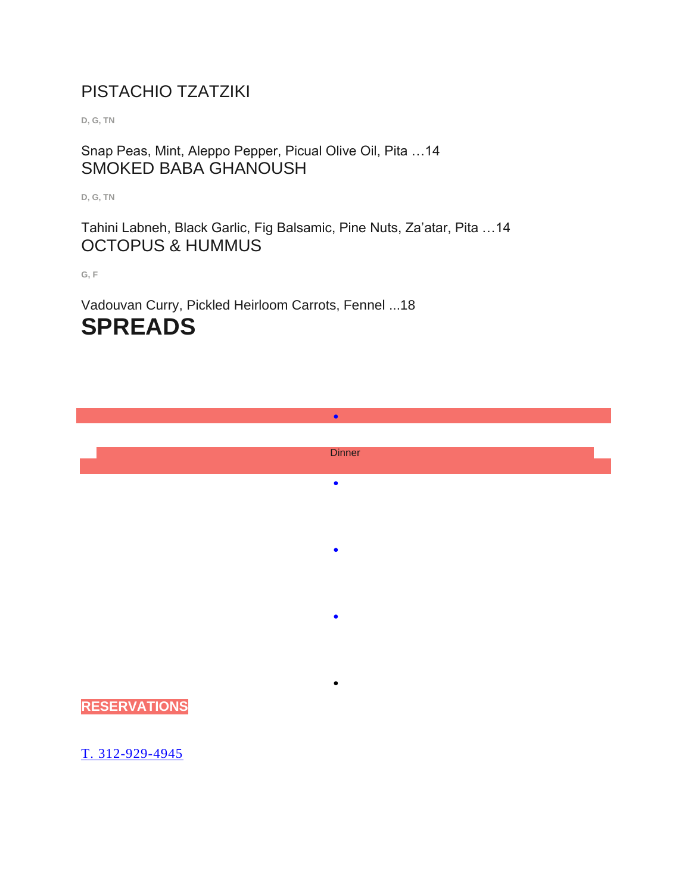### PISTACHIO TZATZIKI

D, G, TN

Snap Peas, Mint, Aleppo Pepper, Picual Olive Oil, Pita …14

### SMOKED BABA GHANOUSH

D, G, TN

Tahini Labneh, Black Garlic, Fig Balsamic, Pine Nuts, Za'atar, Pita …14

### OCTOPUS & HUMMUS

G, F

Vadouvan Curry, Pickled Heirloom Carrots, Fennel ...18

# SPREADS

- Dinner

**RESERVATIONS**

[T. 312-929-4945]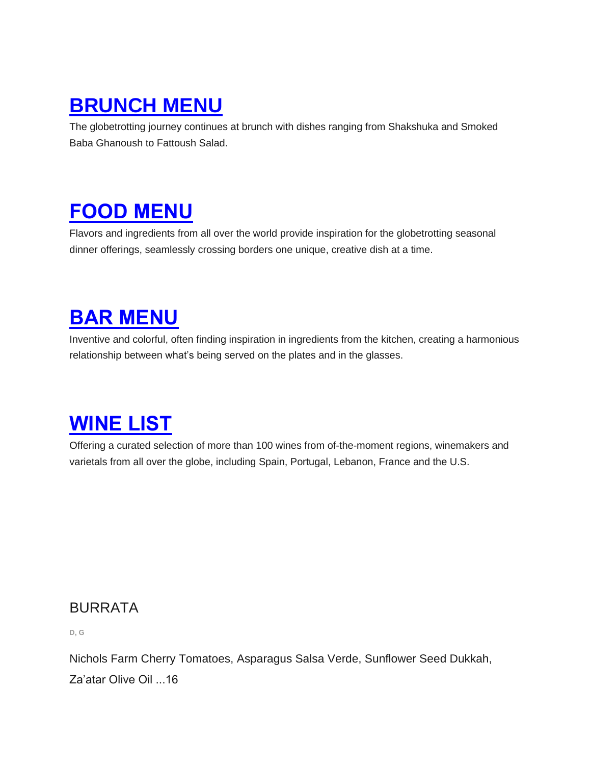## [BRUNCH MENU]

The globetrotting journey continues at brunch with dishes ranging from Shakshuka and Smoked Baba Ghanoush to Fattoush Salad.

## [FOOD MENU]

Flavors and ingredients from all over the world provide inspiration for the globetrotting seasonal dinner offerings, seamlessly crossing borders one unique, creative dish at a time.

## [BAR MENU]

Inventive and colorful, often finding inspiration in ingredients from the kitchen, creating a harmonious relationship between what's being served on the plates and in the glasses.

## [WINE LIST]

Offering a curated selection of more than 100 wines from of-the-moment regions, winemakers and varietals from all over the globe, including Spain, Portugal, Lebanon, France and the U.S.

### BURRATA

D, G

Nichols Farm Cherry Tomatoes, Asparagus Salsa Verde, Sunflower Seed Dukkah, Za'atar Olive Oil ...16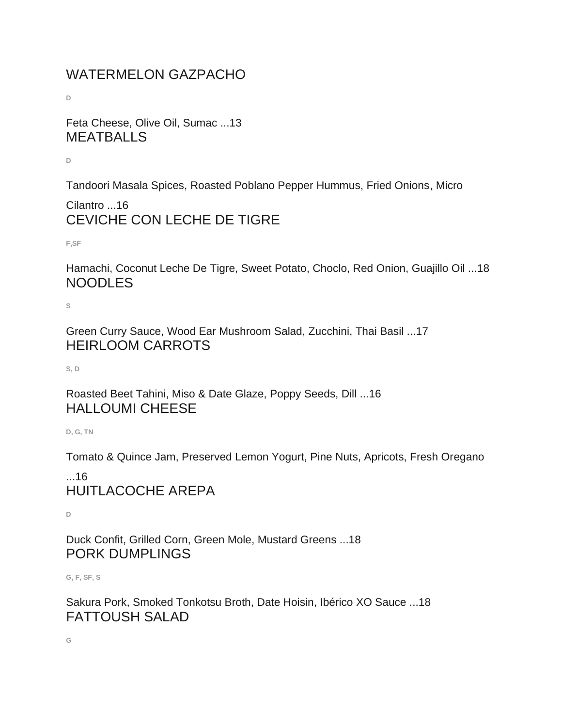## WATERMELON GAZPACHO

D

Feta Cheese, Olive Oil, Sumac ...13

## MEATBALLS

D

Tandoori Masala Spices, Roasted Poblano Pepper Hummus, Fried Onions, Micro Cilantro ...16

## CEVICHE CON LECHE DE TIGRE

F,SF

Hamachi, Coconut Leche De Tigre, Sweet Potato, Choclo, Red Onion, Guajillo Oil ...18

## NOODLES

S

Green Curry Sauce, Wood Ear Mushroom Salad, Zucchini, Thai Basil ...17

## HEIRLOOM CARROTS

S, D

Roasted Beet Tahini, Miso & Date Glaze, Poppy Seeds, Dill ...16

## HALLOUMI CHEESE

D, G, TN

Tomato & Quince Jam, Preserved Lemon Yogurt, Pine Nuts, Apricots, Fresh Oregano ...16

## HUITLACOCHE AREPA

D

Duck Confit, Grilled Corn, Green Mole, Mustard Greens ...18

## PORK DUMPLINGS

G, F, SF, S

Sakura Pork, Smoked Tonkotsu Broth, Date Hoisin, Ibérico XO Sauce ...18

## FATTOUSH SALAD

G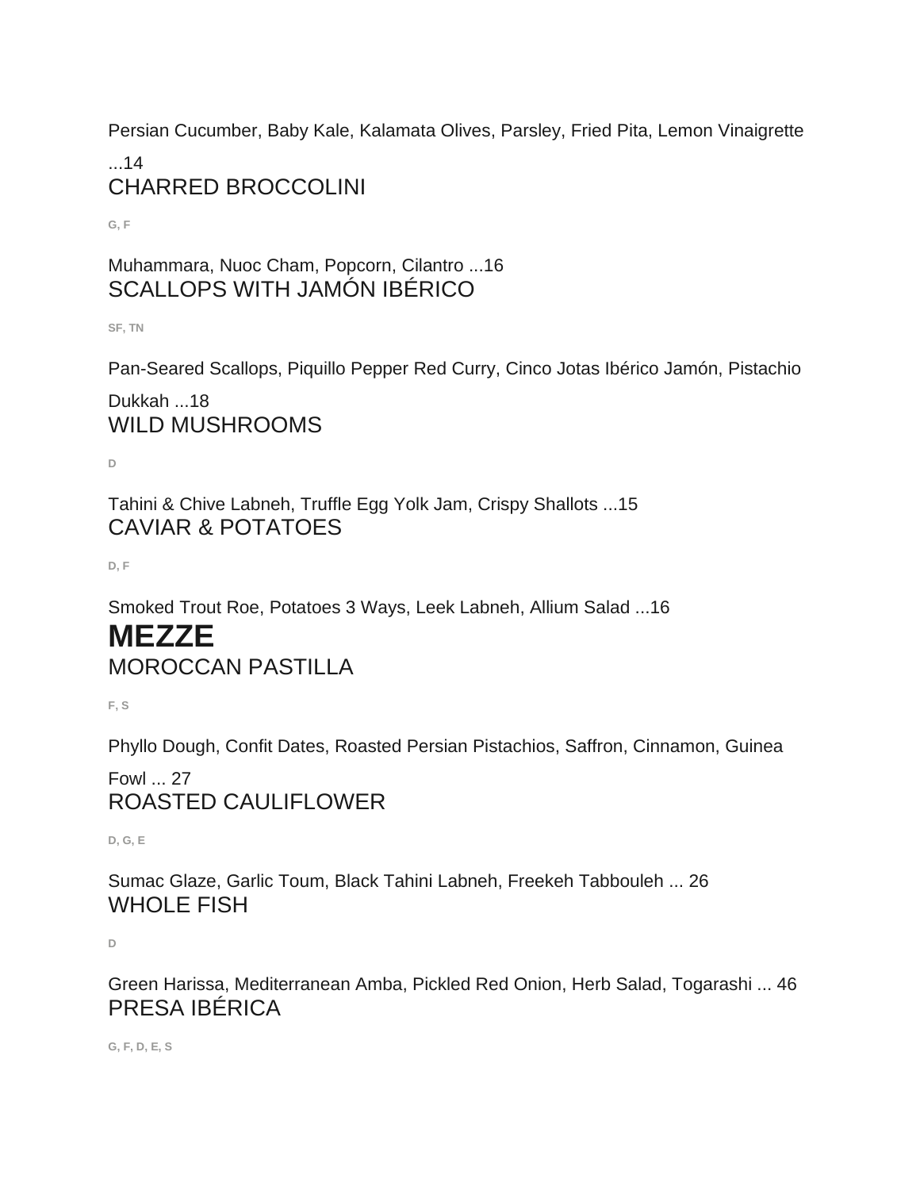Persian Cucumber, Baby Kale, Kalamata Olives, Parsley, Fried Pita, Lemon Vinaigrette ...14

### CHARRED BROCCOLINI

G, F

Muhammara, Nuoc Cham, Popcorn, Cilantro ...16

### SCALLOPS WITH JAMÓN IBÉRICO

SF, TN

Pan-Seared Scallops, Piquillo Pepper Red Curry, Cinco Jotas Ibérico Jamón, Pistachio Dukkah ...18

### WILD MUSHROOMS

D

Tahini & Chive Labneh, Truffle Egg Yolk Jam, Crispy Shallots ...15

### CAVIAR & POTATOES

D, F

Smoked Trout Roe, Potatoes 3 Ways, Leek Labneh, Allium Salad ...16

## MEZZE

### MOROCCAN PASTILLA

F, S

Phyllo Dough, Confit Dates, Roasted Persian Pistachios, Saffron, Cinnamon, Guinea Fowl ... 27

### ROASTED CAULIFLOWER

D, G, E

Sumac Glaze, Garlic Toum, Black Tahini Labneh, Freekeh Tabbouleh ... 26

### WHOLE FISH

D

Green Harissa, Mediterranean Amba, Pickled Red Onion, Herb Salad, Togarashi ... 46

### PRESA IBÉRICA

G, F, D, E, S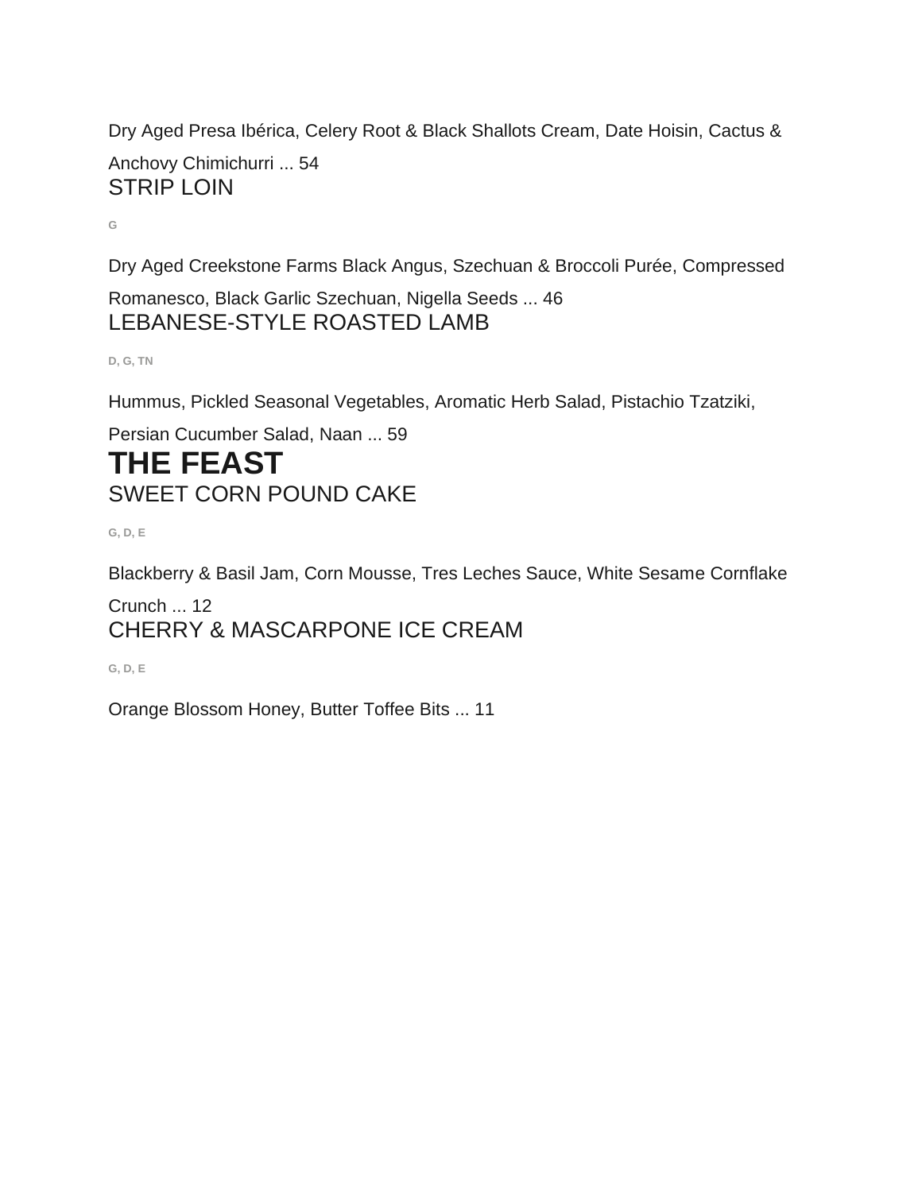Dry Aged Presa Ibérica, Celery Root & Black Shallots Cream, Date Hoisin, Cactus & Anchovy Chimichurri ... 54

### STRIP LOIN

G

Dry Aged Creekstone Farms Black Angus, Szechuan & Broccoli Purée, Compressed Romanesco, Black Garlic Szechuan, Nigella Seeds ... 46

### LEBANESE-STYLE ROASTED LAMB

D, G, TN

Hummus, Pickled Seasonal Vegetables, Aromatic Herb Salad, Pistachio Tzatziki, Persian Cucumber Salad, Naan ... 59

## THE FEAST

### SWEET CORN POUND CAKE

G, D, E

Blackberry & Basil Jam, Corn Mousse, Tres Leches Sauce, White Sesame Cornflake Crunch ... 12

### CHERRY & MASCARPONE ICE CREAM

G, D, E

Orange Blossom Honey, Butter Toffee Bits ... 11